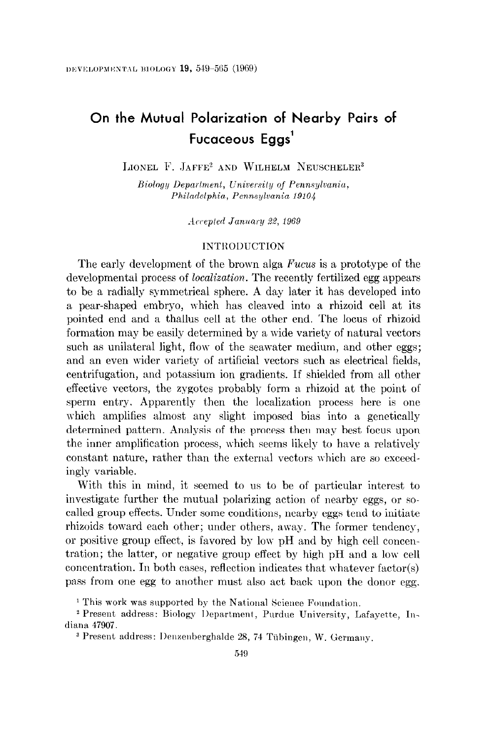# On the Mutual Polarization of Nearby Pairs of Fucaceous Eggs[1]

LIONEL F. JAFFE[2] AND WILHELM NEUSCHELER[3]

*Biology Department, University of Pennsylvania, Philadelphia, Pennsylvania 19104*

*Accepted January 22, 1969*

## INTRODUCTION

The early development of the brown alga *Fucus* is a prototype of the developmental process of *localization*. The recently fertilized egg appears to be a radially symmetrical sphere. A day later it has developed into a pear-shaped embryo, which has cleaved into a rhizoid cell at its pointed end and a thallus cell at the other end. The locus of rhizoid formation may be easily determined by a wide variety of natural vectors such as unilateral light, flow of the seawater medium, and other eggs; and an even wider variety of artificial vectors such as electrical fields, centrifugation, and potassium ion gradients. If shielded from all other effective vectors, the zygotes probably form a rhizoid at the point of sperm entry. Apparently then the localization process here is one which amplifies almost any slight imposed bias into a genetically determined pattern. Analysis of the process then may best focus upon the inner amplification process, which seems likely to have a relatively constant nature, rather than the external vectors which are so exceedingly variable.

With this in mind, it seemed to us to be of particular interest to investigate further the mutual polarizing action of nearby eggs, or so-called group effects. Under some conditions, nearby eggs tend to initiate rhizoids toward each other; under others, away. The former tendency, or positive group effect, is favored by low pH and by high cell concentration; the latter, or negative group effect by high pH and a low cell concentration. In both cases, reflection indicates that whatever factor(s) pass from one egg to another must also act back upon the donor egg.

[1] This work was supported by the National Science Foundation.

[2] Present address: Biology Department, Purdue University, Lafayette, Indiana 47907.

[3] Present address: Denzenberghalde 28, 74 Tübingen, W. Germany.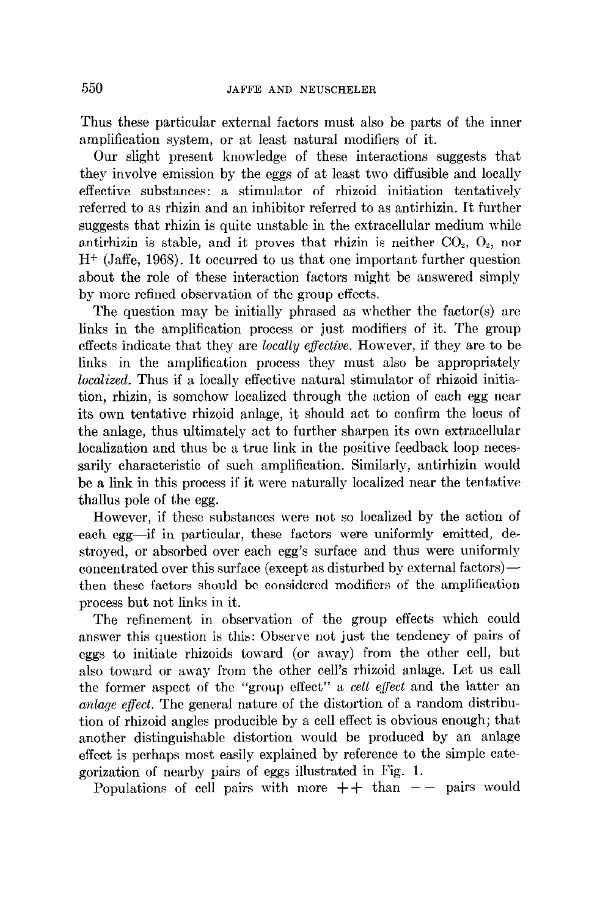Thus these particular external factors must also be parts of the inner amplification system, or at least natural modifiers of it.

Our slight present knowledge of these interactions suggests that they involve emission by the eggs of at least two diffusible and locally effective substances: a stimulator of rhizoid initiation tentatively referred to as rhizin and an inhibitor referred to as antirhizin. It further suggests that rhizin is quite unstable in the extracellular medium while antirhizin is stable, and it proves that rhizin is neither $CO_2$, $O_2$, nor $H^+$ (Jaffe, 1968). It occurred to us that one important further question about the role of these interaction factors might be answered simply by more refined observation of the group effects.

The question may be initially phrased as whether the factor(s) are links in the amplification process or just modifiers of it. The group effects indicate that they are *locally effective*. However, if they are to be links in the amplification process they must also be appropriately *localized*. Thus if a locally effective natural stimulator of rhizoid initiation, rhizin, is somehow localized through the action of each egg near its own tentative rhizoid anlage, it should act to confirm the locus of the anlage, thus ultimately act to further sharpen its own extracellular localization and thus be a true link in the positive feedback loop necessarily characteristic of such amplification. Similarly, antirhizin would be a link in this process if it were naturally localized near the tentative thallus pole of the egg.

However, if these substances were not so localized by the action of each egg—if in particular, these factors were uniformly emitted, destroyed, or absorbed over each egg's surface and thus were uniformly concentrated over this surface (except as disturbed by external factors)—then these factors should be considered modifiers of the amplification process but not links in it.

The refinement in observation of the group effects which could answer this question is this: Observe not just the tendency of pairs of eggs to initiate rhizoids toward (or away) from the other cell, but also toward or away from the other cell's rhizoid anlage. Let us call the former aspect of the "group effect" a *cell effect* and the latter an *anlage effect*. The general nature of the distortion of a random distribution of rhizoid angles producible by a cell effect is obvious enough; that another distinguishable distortion would be produced by an anlage effect is perhaps most easily explained by reference to the simple categorization of nearby pairs of eggs illustrated in Fig. 1.

Populations of cell pairs with more ++ than −− pairs would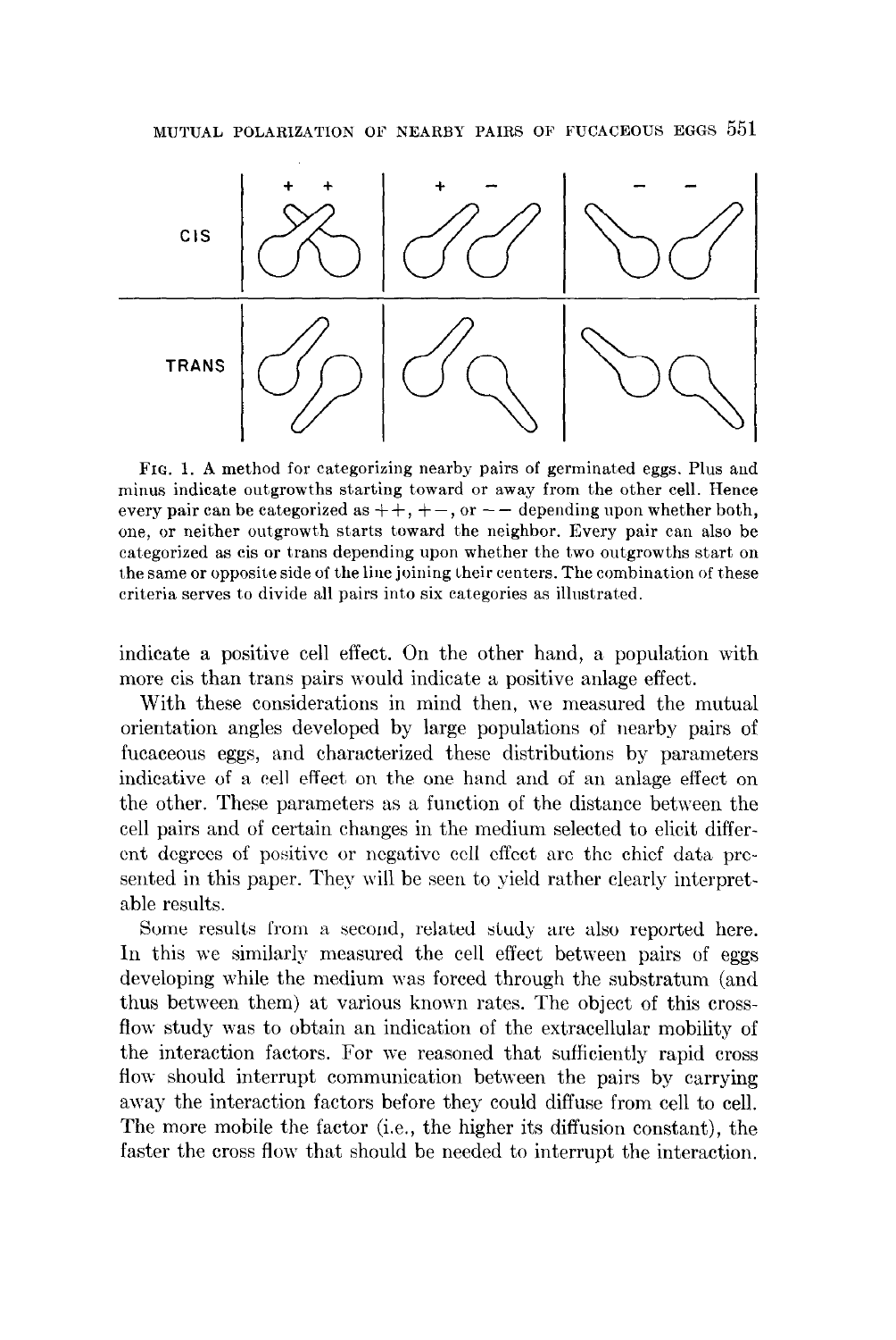FIG. 1. A method for categorizing nearby pairs of germinated eggs. Plus and minus indicate outgrowths starting toward or away from the other cell. Hence every pair can be categorized as + +, + −, or − − depending upon whether both, one, or neither outgrowth starts toward the neighbor. Every pair can also be categorized as cis or trans depending upon whether the two outgrowths start on the same or opposite side of the line joining their centers. The combination of these criteria serves to divide all pairs into six categories as illustrated.

indicate a positive cell effect. On the other hand, a population with more cis than trans pairs would indicate a positive anlage effect.

With these considerations in mind then, we measured the mutual orientation angles developed by large populations of nearby pairs of fucaceous eggs, and characterized these distributions by parameters indicative of a cell effect on the one hand and of an anlage effect on the other. These parameters as a function of the distance between the cell pairs and of certain changes in the medium selected to elicit different degrees of positive or negative cell effect are the chief data presented in this paper. They will be seen to yield rather clearly interpretable results.

Some results from a second, related study are also reported here. In this we similarly measured the cell effect between pairs of eggs developing while the medium was forced through the substratum (and thus between them) at various known rates. The object of this cross-flow study was to obtain an indication of the extracellular mobility of the interaction factors. For we reasoned that sufficiently rapid cross flow should interrupt communication between the pairs by carrying away the interaction factors before they could diffuse from cell to cell. The more mobile the factor (i.e., the higher its diffusion constant), the faster the cross flow that should be needed to interrupt the interaction.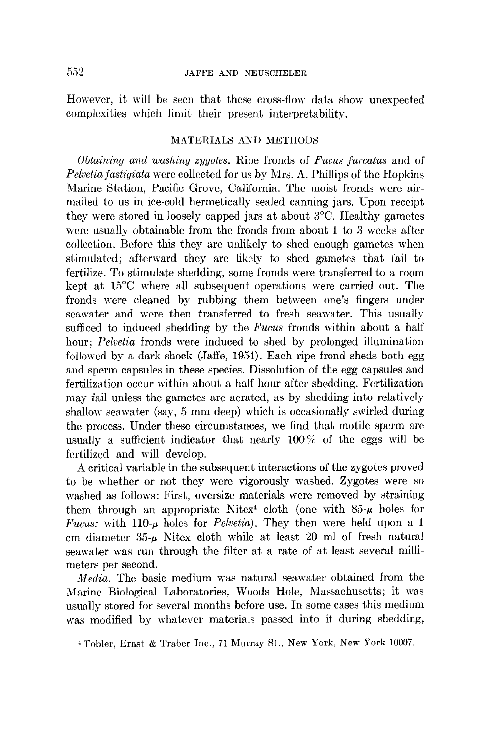However, it will be seen that these cross-flow data show unexpected complexities which limit their present interpretability.

## MATERIALS AND METHODS

*Obtaining and washing zygotes.* Ripe fronds of *Fucus furcatus* and of *Pelvetia fastigiata* were collected for us by Mrs. A. Phillips of the Hopkins Marine Station, Pacific Grove, California. The moist fronds were air-mailed to us in ice-cold hermetically sealed canning jars. Upon receipt they were stored in loosely capped jars at about 3°C. Healthy gametes were usually obtainable from the fronds from about 1 to 3 weeks after collection. Before this they are unlikely to shed enough gametes when stimulated; afterward they are likely to shed gametes that fail to fertilize. To stimulate shedding, some fronds were transferred to a room kept at 15°C where all subsequent operations were carried out. The fronds were cleaned by rubbing them between one's fingers under seawater and were then transferred to fresh seawater. This usually sufficed to induced shedding by the *Fucus* fronds within about a half hour; *Pelvetia* fronds were induced to shed by prolonged illumination followed by a dark shock (Jaffe, 1954). Each ripe frond sheds both egg and sperm capsules in these species. Dissolution of the egg capsules and fertilization occur within about a half hour after shedding. Fertilization may fail unless the gametes are aerated, as by shedding into relatively shallow seawater (say, 5 mm deep) which is occasionally swirled during the process. Under these circumstances, we find that motile sperm are usually a sufficient indicator that nearly 100% of the eggs will be fertilized and will develop.

A critical variable in the subsequent interactions of the zygotes proved to be whether or not they were vigorously washed. Zygotes were so washed as follows: First, oversize materials were removed by straining them through an appropriate Nitex[4] cloth (one with 85-$\mu$ holes for *Fucus:* with 110-$\mu$ holes for *Pelvetia*). They then were held upon a 1 cm diameter 35-$\mu$ Nitex cloth while at least 20 ml of fresh natural seawater was run through the filter at a rate of at least several millimeters per second.

*Media.* The basic medium was natural seawater obtained from the Marine Biological Laboratories, Woods Hole, Massachusetts; it was usually stored for several months before use. In some cases this medium was modified by whatever materials passed into it during shedding,

[4] Tobler, Ernst & Traber Inc., 71 Murray St., New York, New York 10007.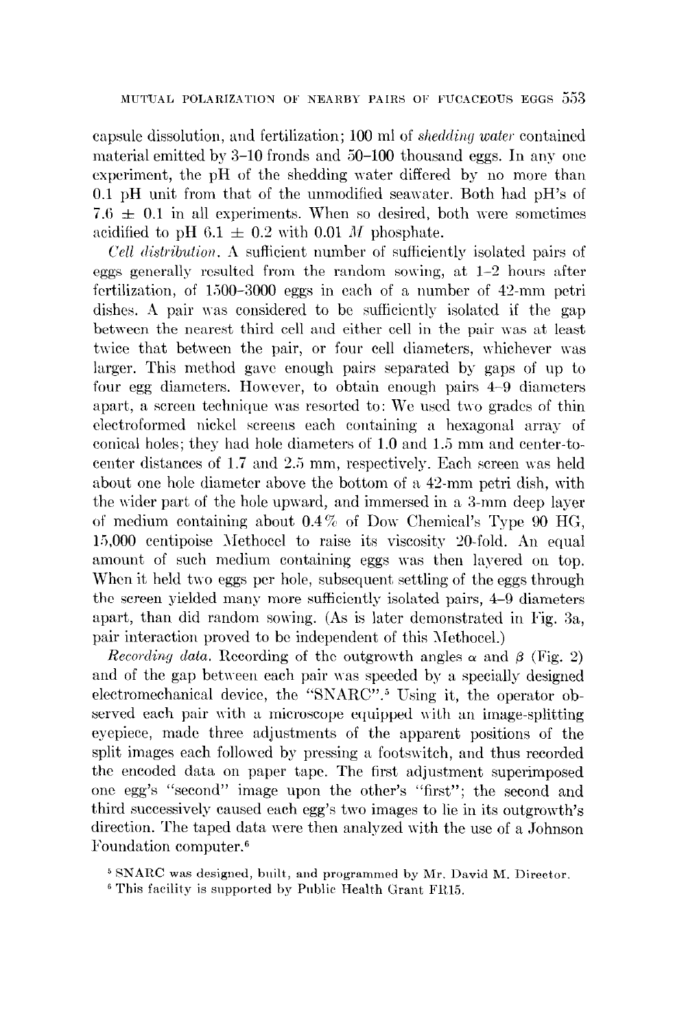capsule dissolution, and fertilization; 100 ml of *shedding water* contained material emitted by 3–10 fronds and 50–100 thousand eggs. In any one experiment, the pH of the shedding water differed by no more than 0.1 pH unit from that of the unmodified seawater. Both had pH's of $7.6 \pm 0.1$ in all experiments. When so desired, both were sometimes acidified to pH $6.1 \pm 0.2$ with 0.01 $M$ phosphate.

*Cell distribution.* A sufficient number of sufficiently isolated pairs of eggs generally resulted from the random sowing, at 1–2 hours after fertilization, of 1500–3000 eggs in each of a number of 42-mm petri dishes. A pair was considered to be sufficiently isolated if the gap between the nearest third cell and either cell in the pair was at least twice that between the pair, or four cell diameters, whichever was larger. This method gave enough pairs separated by gaps of up to four egg diameters. However, to obtain enough pairs 4–9 diameters apart, a screen technique was resorted to: We used two grades of thin electroformed nickel screens each containing a hexagonal array of conical holes; they had hole diameters of 1.0 and 1.5 mm and center-to-center distances of 1.7 and 2.5 mm, respectively. Each screen was held about one hole diameter above the bottom of a 42-mm petri dish, with the wider part of the hole upward, and immersed in a 3-mm deep layer of medium containing about 0.4% of Dow Chemical's Type 90 HG, 15,000 centipoise Methocel to raise its viscosity 20-fold. An equal amount of such medium containing eggs was then layered on top. When it held two eggs per hole, subsequent settling of the eggs through the screen yielded many more sufficiently isolated pairs, 4–9 diameters apart, than did random sowing. (As is later demonstrated in Fig. 3a, pair interaction proved to be independent of this Methocel.)

*Recording data.* Recording of the outgrowth angles $\alpha$ and $\beta$ (Fig. 2) and of the gap between each pair was speeded by a specially designed electromechanical device, the "SNARC".[5] Using it, the operator observed each pair with a microscope equipped with an image-splitting eyepiece, made three adjustments of the apparent positions of the split images each followed by pressing a footswitch, and thus recorded the encoded data on paper tape. The first adjustment superimposed one egg's "second" image upon the other's "first"; the second and third successively caused each egg's two images to lie in its outgrowth's direction. The taped data were then analyzed with the use of a Johnson Foundation computer.[6]

[5] SNARC was designed, built, and programmed by Mr. David M. Director.

[6] This facility is supported by Public Health Grant FR15.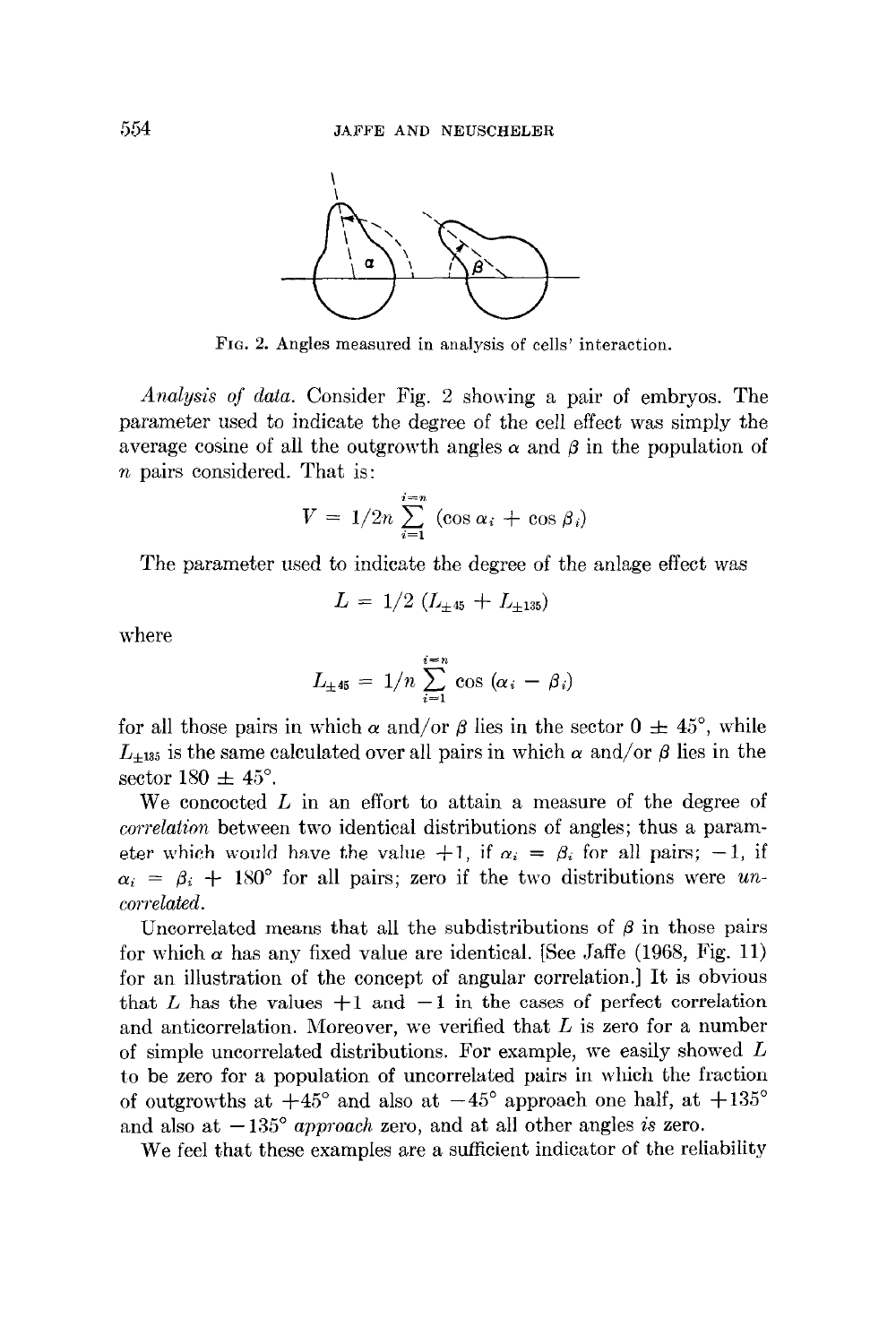FIG. 2. Angles measured in analysis of cells' interaction.

*Analysis of data.* Consider Fig. 2 showing a pair of embryos. The parameter used to indicate the degree of the cell effect was simply the average cosine of all the outgrowth angles $\alpha$ and $\beta$ in the population of $n$ pairs considered. That is:

$$V = 1/2n \sum_{i=1}^{i=n} (\cos \alpha_i + \cos \beta_i)$$

The parameter used to indicate the degree of the anlage effect was

$$L = 1/2 \, (L_{\pm 45} + L_{\pm 135})$$

where

$$L_{\pm 45} = 1/n \sum_{i=1}^{i=n} \cos (\alpha_i - \beta_i)$$

for all those pairs in which $\alpha$ and/or $\beta$ lies in the sector $0 \pm 45°$, while $L_{\pm 135}$ is the same calculated over all pairs in which $\alpha$ and/or $\beta$ lies in the sector $180 \pm 45°$.

We concocted $L$ in an effort to attain a measure of the degree of *correlation* between two identical distributions of angles; thus a parameter which would have the value $+1$, if $\alpha_i = \beta_i$ for all pairs; $-1$, if $\alpha_i = \beta_i + 180°$ for all pairs; zero if the two distributions were *uncorrelated*.

Uncorrelated means that all the subdistributions of $\beta$ in those pairs for which $\alpha$ has any fixed value are identical. [See Jaffe (1968, Fig. 11) for an illustration of the concept of angular correlation.] It is obvious that $L$ has the values $+1$ and $-1$ in the cases of perfect correlation and anticorrelation. Moreover, we verified that $L$ is zero for a number of simple uncorrelated distributions. For example, we easily showed $L$ to be zero for a population of uncorrelated pairs in which the fraction of outgrowths at $+45°$ and also at $-45°$ approach one half, at $+135°$ and also at $-135°$ *approach* zero, and at all other angles *is* zero.

We feel that these examples are a sufficient indicator of the reliability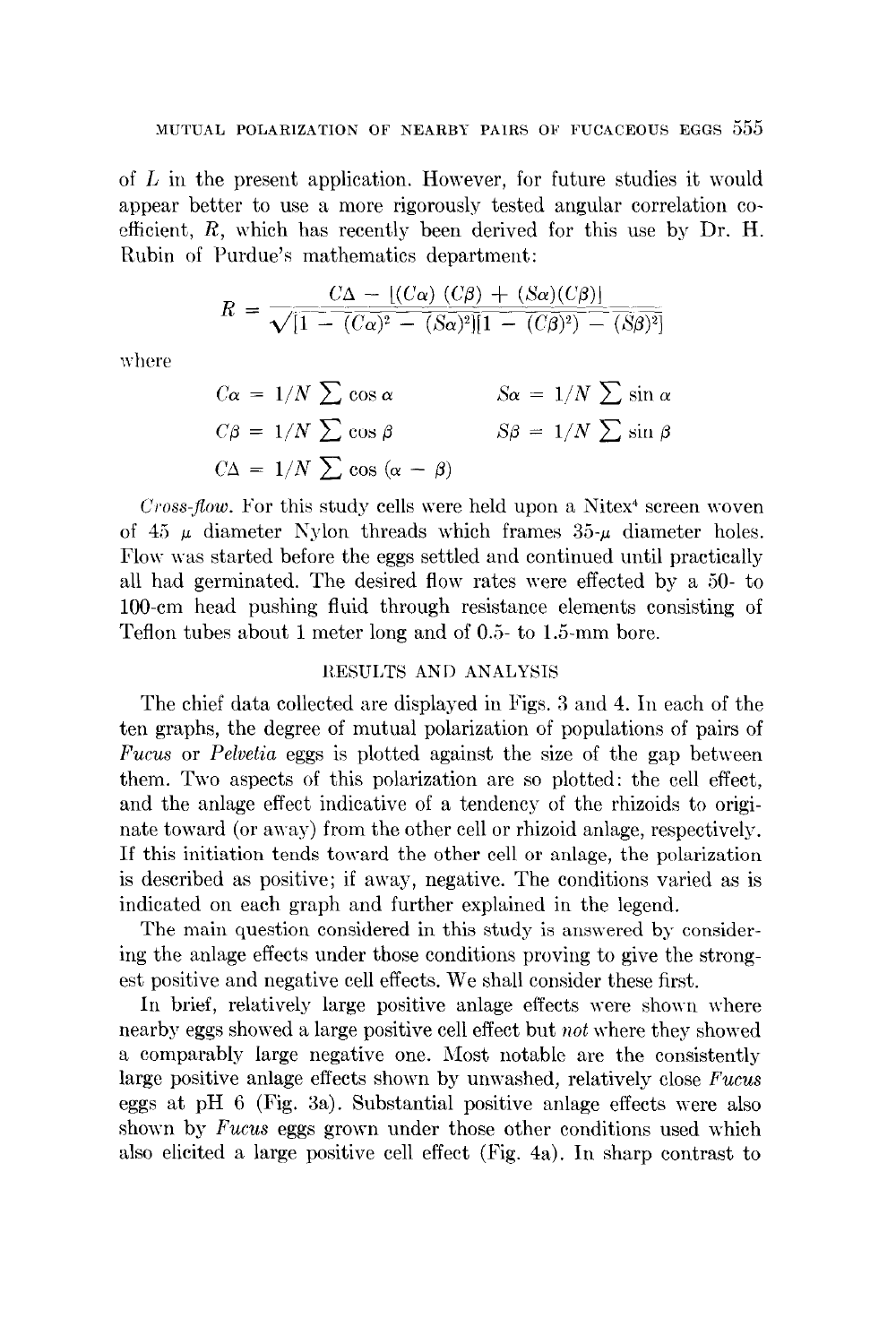of $L$ in the present application. However, for future studies it would appear better to use a more rigorously tested angular correlation coefficient, $R$, which has recently been derived for this use by Dr. H. Rubin of Purdue's mathematics department:

$$R = \frac{C\Delta - [(C\alpha)(C\beta) + (S\alpha)(C\beta)]}{\sqrt{[1 - (C\alpha)^2 - (S\alpha)^2][1 - (C\beta)^2) - (S\beta)^2]}}$$

where

$$C\alpha = 1/N \sum \cos \alpha \qquad S\alpha = 1/N \sum \sin \alpha$$

$$C\beta = 1/N \sum \cos \beta \qquad S\beta = 1/N \sum \sin \beta$$

$$C\Delta = 1/N \sum \cos (\alpha - \beta)$$

*Cross-flow.* For this study cells were held upon a Nitex[4] screen woven of 45 μ diameter Nylon threads which frames 35-μ diameter holes. Flow was started before the eggs settled and continued until practically all had germinated. The desired flow rates were effected by a 50- to 100-cm head pushing fluid through resistance elements consisting of Teflon tubes about 1 meter long and of 0.5- to 1.5-mm bore.

## RESULTS AND ANALYSIS

The chief data collected are displayed in Figs. 3 and 4. In each of the ten graphs, the degree of mutual polarization of populations of pairs of *Fucus* or *Pelvetia* eggs is plotted against the size of the gap between them. Two aspects of this polarization are so plotted: the cell effect, and the anlage effect indicative of a tendency of the rhizoids to originate toward (or away) from the other cell or rhizoid anlage, respectively. If this initiation tends toward the other cell or anlage, the polarization is described as positive; if away, negative. The conditions varied as is indicated on each graph and further explained in the legend.

The main question considered in this study is answered by considering the anlage effects under those conditions proving to give the strongest positive and negative cell effects. We shall consider these first.

In brief, relatively large positive anlage effects were shown where nearby eggs showed a large positive cell effect but *not* where they showed a comparably large negative one. Most notable are the consistently large positive anlage effects shown by unwashed, relatively close *Fucus* eggs at pH 6 (Fig. 3a). Substantial positive anlage effects were also shown by *Fucus* eggs grown under those other conditions used which also elicited a large positive cell effect (Fig. 4a). In sharp contrast to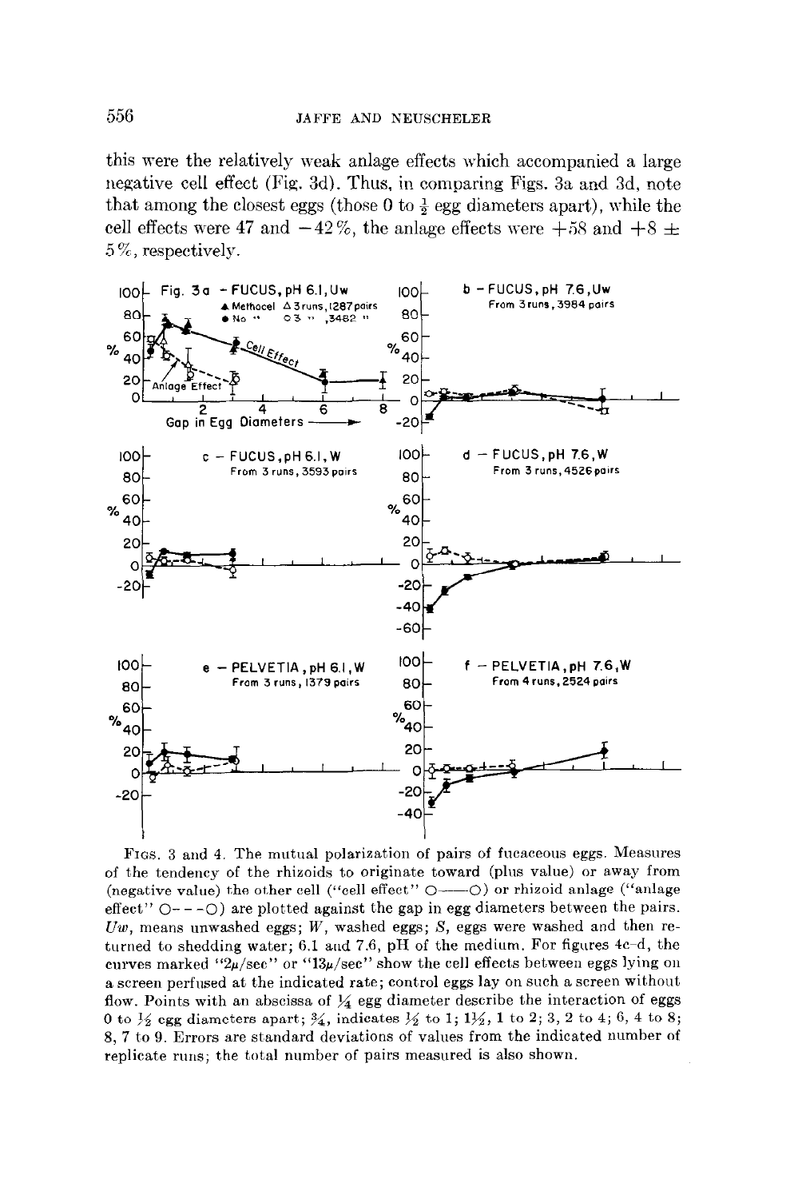this were the relatively weak anlage effects which accompanied a large negative cell effect (Fig. 3d). Thus, in comparing Figs. 3a and 3d, note that among the closest eggs (those 0 to ½ egg diameters apart), while the cell effects were 47 and −42%, the anlage effects were +58 and +8 ± 5%, respectively.

FIGS. 3 and 4. The mutual polarization of pairs of fucaceous eggs. Measures of the tendency of the rhizoids to originate toward (plus value) or away from (negative value) the other cell ("cell effect" O——O) or rhizoid anlage ("anlage effect" O- - -O) are plotted against the gap in egg diameters between the pairs. *Uw*, means unwashed eggs; *W*, washed eggs; *S*, eggs were washed and then returned to shedding water; 6.1 and 7.6, pH of the medium. For figures 4c–d, the curves marked "2μ/sec" or "13μ/sec" show the cell effects between eggs lying on a screen perfused at the indicated rate; control eggs lay on such a screen without flow. Points with an abscissa of ¼ egg diameter describe the interaction of eggs 0 to ½ egg diameters apart; ¾, indicates ½ to 1; 1½, 1 to 2; 3, 2 to 4; 6, 4 to 8; 8, 7 to 9. Errors are standard deviations of values from the indicated number of replicate runs; the total number of pairs measured is also shown.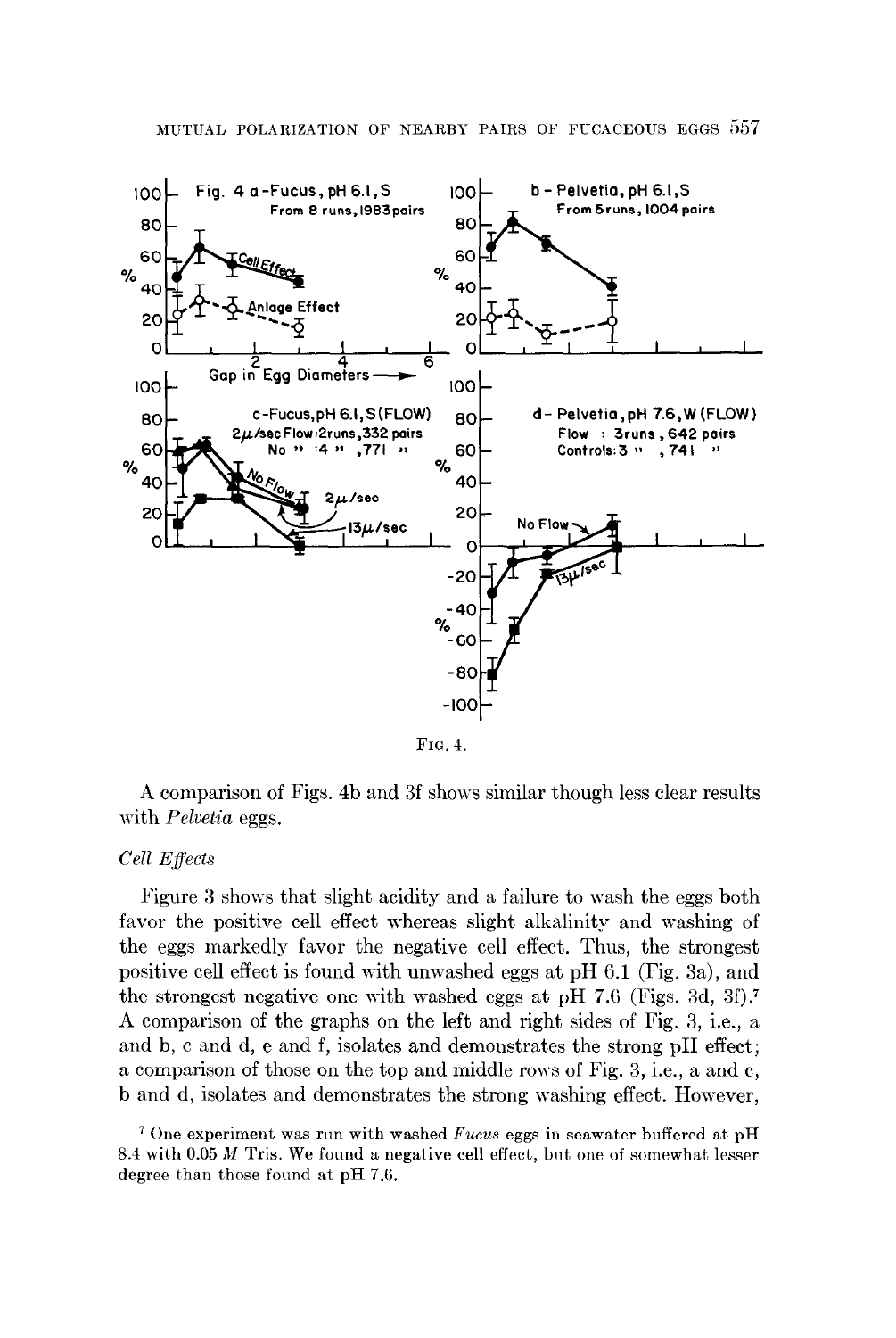FIG. 4.

A comparison of Figs. 4b and 3f shows similar though less clear results with *Pelvetia* eggs.

*Cell Effects*

Figure 3 shows that slight acidity and a failure to wash the eggs both favor the positive cell effect whereas slight alkalinity and washing of the eggs markedly favor the negative cell effect. Thus, the strongest positive cell effect is found with unwashed eggs at pH 6.1 (Fig. 3a), and the strongest negative one with washed eggs at pH 7.6 (Figs. 3d, 3f).[7] A comparison of the graphs on the left and right sides of Fig. 3, i.e., a and b, c and d, e and f, isolates and demonstrates the strong pH effect; a comparison of those on the top and middle rows of Fig. 3, i.e., a and c, b and d, isolates and demonstrates the strong washing effect. However,

[7] One experiment was run with washed *Fucus* eggs in seawater buffered at pH 8.4 with 0.05 *M* Tris. We found a negative cell effect, but one of somewhat lesser degree than those found at pH 7.6.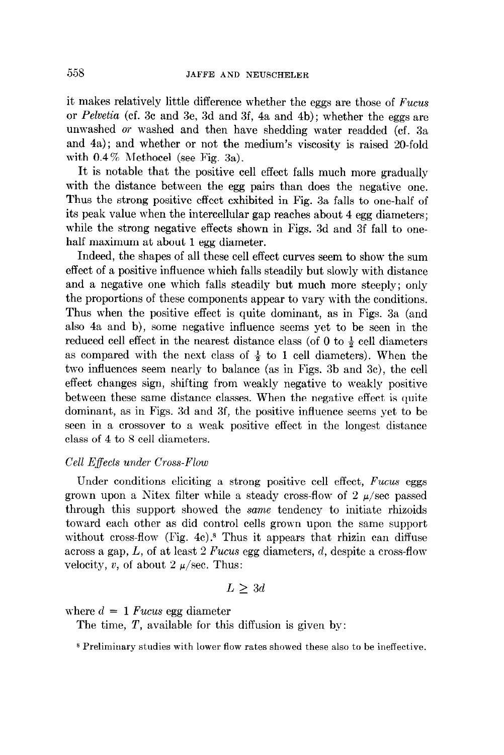it makes relatively little difference whether the eggs are those of *Fucus* or *Pelvetia* (cf. 3c and 3e, 3d and 3f, 4a and 4b); whether the eggs are unwashed *or* washed and then have shedding water readded (cf. 3a and 4a); and whether or not the medium's viscosity is raised 20-fold with 0.4% Methocel (see Fig. 3a).

It is notable that the positive cell effect falls much more gradually with the distance between the egg pairs than does the negative one. Thus the strong positive effect exhibited in Fig. 3a falls to one-half of its peak value when the intercellular gap reaches about 4 egg diameters; while the strong negative effects shown in Figs. 3d and 3f fall to one-half maximum at about 1 egg diameter.

Indeed, the shapes of all these cell effect curves seem to show the sum effect of a positive influence which falls steadily but slowly with distance and a negative one which falls steadily but much more steeply; only the proportions of these components appear to vary with the conditions. Thus when the positive effect is quite dominant, as in Figs. 3a (and also 4a and b), some negative influence seems yet to be seen in the reduced cell effect in the nearest distance class (of 0 to $\frac{1}{2}$ cell diameters as compared with the next class of $\frac{1}{2}$ to 1 cell diameters). When the two influences seem nearly to balance (as in Figs. 3b and 3c), the cell effect changes sign, shifting from weakly negative to weakly positive between these same distance classes. When the negative effect is quite dominant, as in Figs. 3d and 3f, the positive influence seems yet to be seen in a crossover to a weak positive effect in the longest distance class of 4 to 8 cell diameters.

### *Cell Effects under Cross-Flow*

Under conditions eliciting a strong positive cell effect, *Fucus* eggs grown upon a Nitex filter while a steady cross-flow of 2 $\mu$/sec passed through this support showed the *same* tendency to initiate rhizoids toward each other as did control cells grown upon the same support without cross-flow (Fig. 4c).[8] Thus it appears that rhizin can diffuse across a gap, $L$, of at least 2 *Fucus* egg diameters, $d$, despite a cross-flow velocity, $v$, of about 2 $\mu$/sec. Thus:

$$L \geq 3d$$

where $d$ = 1 *Fucus* egg diameter

The time, $T$, available for this diffusion is given by:

[8] Preliminary studies with lower flow rates showed these also to be ineffective.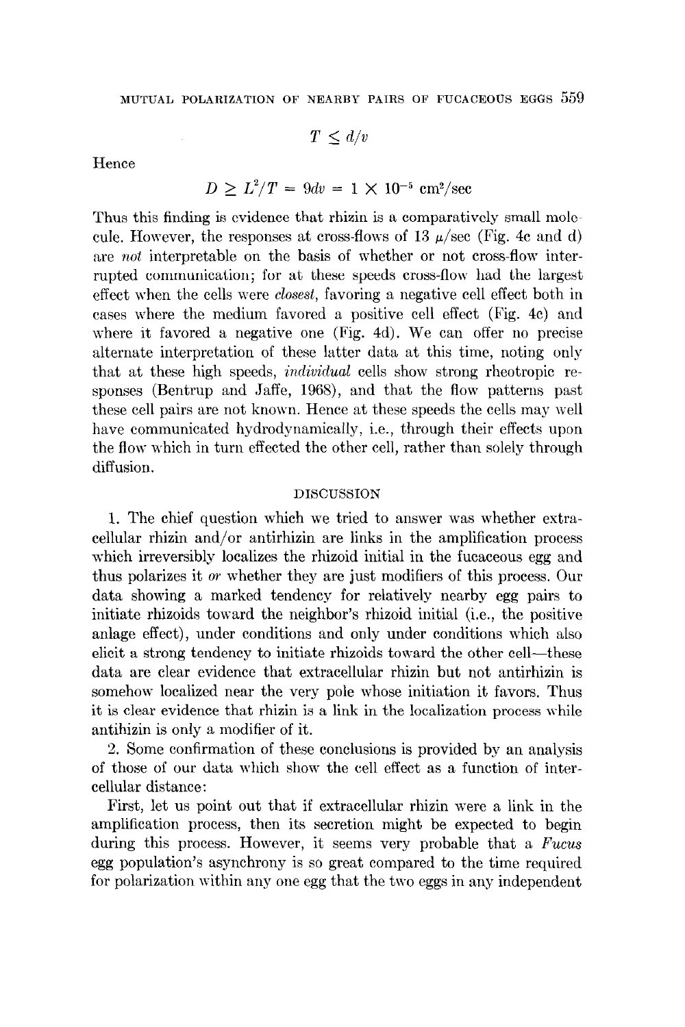$$T \leq d/v$$

Hence

$$D \geq L^2/T = 9dv = 1 \times 10^{-5} \text{ cm}^2/\text{sec}$$

Thus this finding is evidence that rhizin is a comparatively small molecule. However, the responses at cross-flows of 13 $\mu$/sec (Fig. 4c and d) are *not* interpretable on the basis of whether or not cross-flow interrupted communication; for at these speeds cross-flow had the largest effect when the cells were *closest*, favoring a negative cell effect both in cases where the medium favored a positive cell effect (Fig. 4c) and where it favored a negative one (Fig. 4d). We can offer no precise alternate interpretation of these latter data at this time, noting only that at these high speeds, *individual* cells show strong rheotropic responses (Bentrup and Jaffe, 1968), and that the flow patterns past these cell pairs are not known. Hence at these speeds the cells may well have communicated hydrodynamically, i.e., through their effects upon the flow which in turn effected the other cell, rather than solely through diffusion.

## DISCUSSION

1. The chief question which we tried to answer was whether extracellular rhizin and/or antirhizin are links in the amplification process which irreversibly localizes the rhizoid initial in the fucaceous egg and thus polarizes it *or* whether they are just modifiers of this process. Our data showing a marked tendency for relatively nearby egg pairs to initiate rhizoids toward the neighbor's rhizoid initial (i.e., the positive anlage effect), under conditions and only under conditions which also elicit a strong tendency to initiate rhizoids toward the other cell—these data are clear evidence that extracellular rhizin but not antirhizin is somehow localized near the very pole whose initiation it favors. Thus it is clear evidence that rhizin is a link in the localization process while antihizin is only a modifier of it.

2. Some confirmation of these conclusions is provided by an analysis of those of our data which show the cell effect as a function of intercellular distance:

First, let us point out that if extracellular rhizin were a link in the amplification process, then its secretion might be expected to begin during this process. However, it seems very probable that a *Fucus* egg population's asynchrony is so great compared to the time required for polarization within any one egg that the two eggs in any independent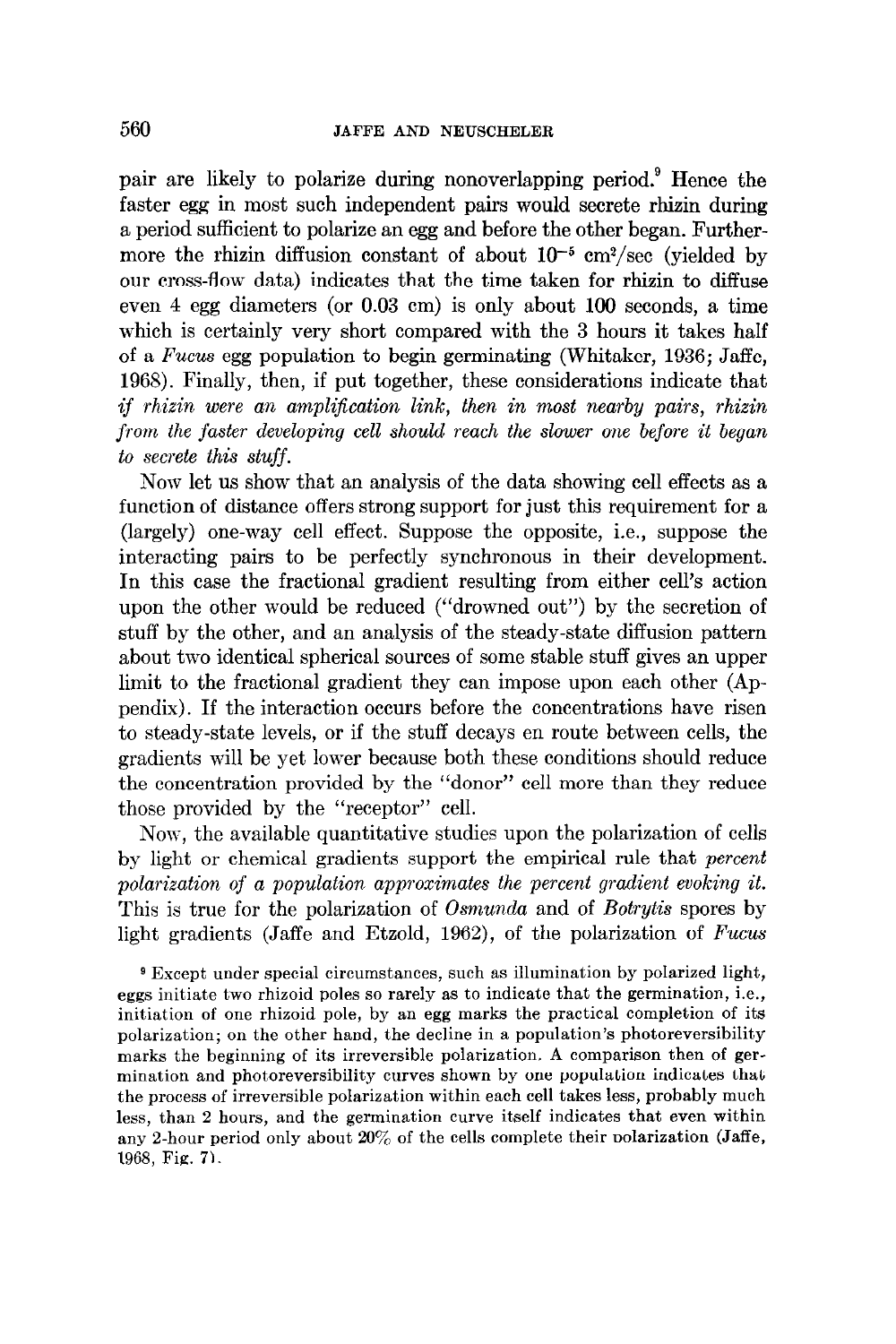pair are likely to polarize during nonoverlapping period.[9] Hence the faster egg in most such independent pairs would secrete rhizin during a period sufficient to polarize an egg and before the other began. Furthermore the rhizin diffusion constant of about $10^{-5}$ cm$^2$/sec (yielded by our cross-flow data) indicates that the time taken for rhizin to diffuse even 4 egg diameters (or 0.03 cm) is only about 100 seconds, a time which is certainly very short compared with the 3 hours it takes half of a *Fucus* egg population to begin germinating (Whitaker, 1936; Jaffe, 1968). Finally, then, if put together, these considerations indicate that *if rhizin were an amplification link, then in most nearby pairs, rhizin from the faster developing cell should reach the slower one before it began to secrete this stuff.*

Now let us show that an analysis of the data showing cell effects as a function of distance offers strong support for just this requirement for a (largely) one-way cell effect. Suppose the opposite, i.e., suppose the interacting pairs to be perfectly synchronous in their development. In this case the fractional gradient resulting from either cell's action upon the other would be reduced ("drowned out") by the secretion of stuff by the other, and an analysis of the steady-state diffusion pattern about two identical spherical sources of some stable stuff gives an upper limit to the fractional gradient they can impose upon each other (Appendix). If the interaction occurs before the concentrations have risen to steady-state levels, or if the stuff decays en route between cells, the gradients will be yet lower because both these conditions should reduce the concentration provided by the "donor" cell more than they reduce those provided by the "receptor" cell.

Now, the available quantitative studies upon the polarization of cells by light or chemical gradients support the empirical rule that *percent polarization of a population approximates the percent gradient evoking it.* This is true for the polarization of *Osmunda* and of *Botrytis* spores by light gradients (Jaffe and Etzold, 1962), of the polarization of *Fucus*

[9] Except under special circumstances, such as illumination by polarized light, eggs initiate two rhizoid poles so rarely as to indicate that the germination, i.e., initiation of one rhizoid pole, by an egg marks the practical completion of its polarization; on the other hand, the decline in a population's photoreversibility marks the beginning of its irreversible polarization. A comparison then of germination and photoreversibility curves shown by one population indicates that the process of irreversible polarization within each cell takes less, probably much less, than 2 hours, and the germination curve itself indicates that even within any 2-hour period only about 20% of the cells complete their polarization (Jaffe, 1968, Fig. 7).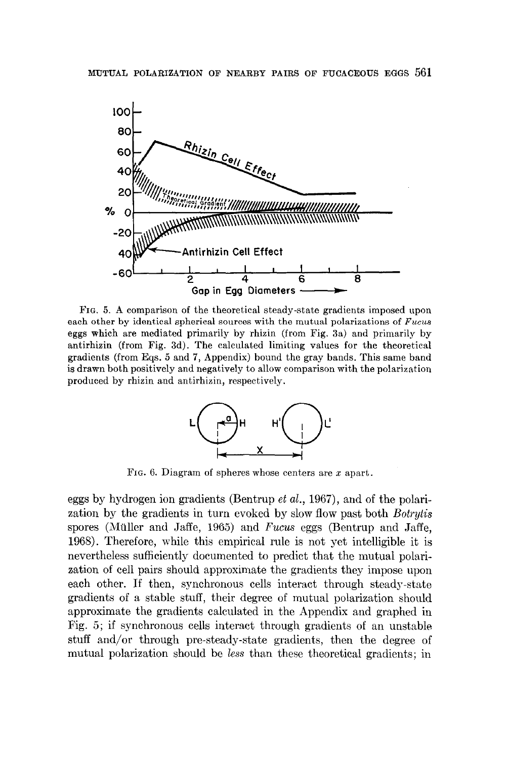FIG. 5. A comparison of the theoretical steady-state gradients imposed upon each other by identical spherical sources with the mutual polarizations of *Fucus* eggs which are mediated primarily by rhizin (from Fig. 3a) and primarily by antirhizin (from Fig. 3d). The calculated limiting values for the theoretical gradients (from Eqs. 5 and 7, Appendix) bound the gray bands. This same band is drawn both positively and negatively to allow comparison with the polarization produced by rhizin and antirhizin, respectively.

FIG. 6. Diagram of spheres whose centers are $x$ apart.

eggs by hydrogen ion gradients (Bentrup *et al.*, 1967), and of the polarization by the gradients in turn evoked by slow flow past both *Botrytis* spores (Müller and Jaffe, 1965) and *Fucus* eggs (Bentrup and Jaffe, 1968). Therefore, while this empirical rule is not yet intelligible it is nevertheless sufficiently documented to predict that the mutual polarization of cell pairs should approximate the gradients they impose upon each other. If then, synchronous cells interact through steady-state gradients of a stable stuff, their degree of mutual polarization should approximate the gradients calculated in the Appendix and graphed in Fig. 5; if synchronous cells interact through gradients of an unstable stuff and/or through pre-steady-state gradients, then the degree of mutual polarization should be *less* than these theoretical gradients; in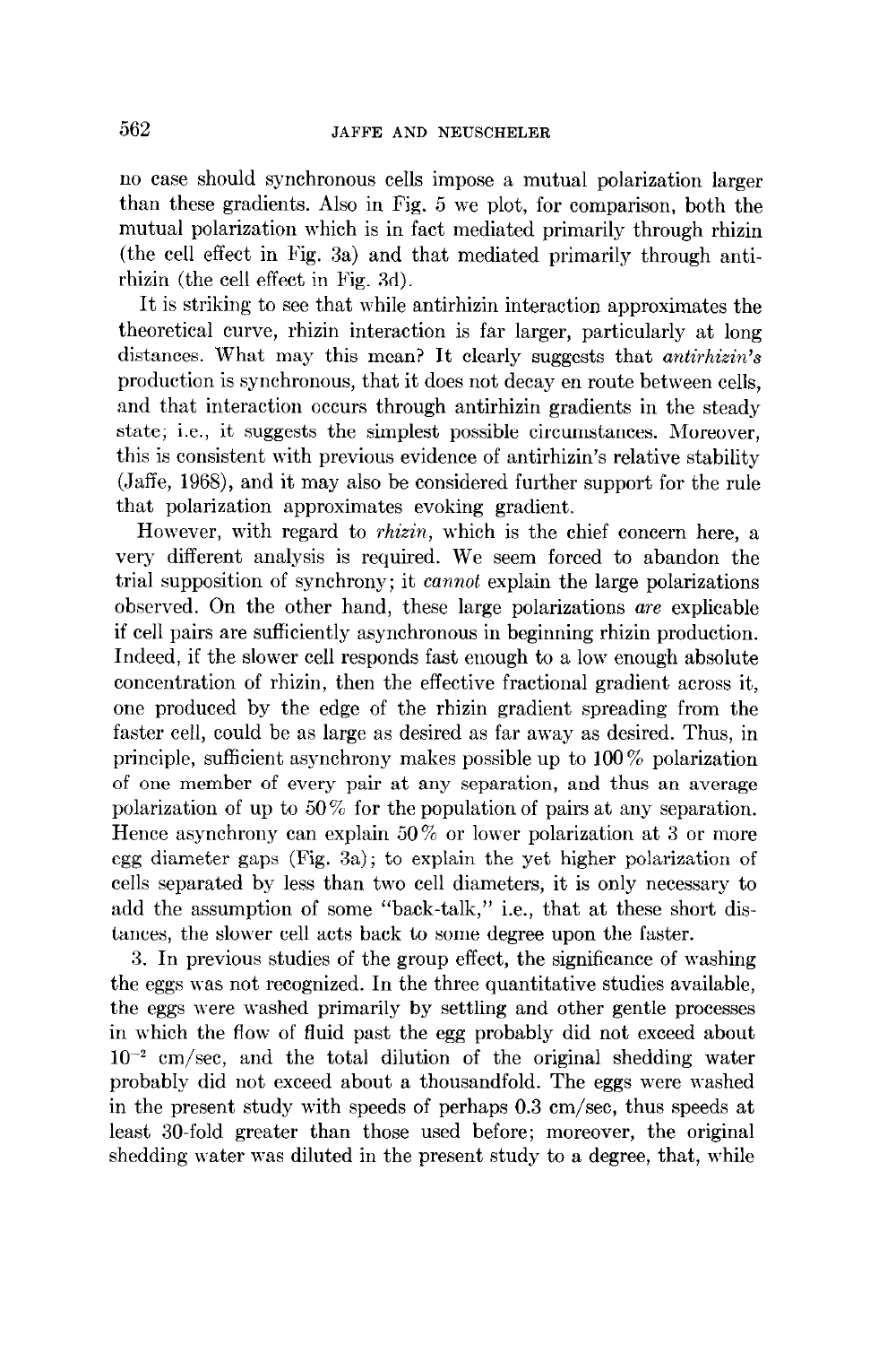no case should synchronous cells impose a mutual polarization larger than these gradients. Also in Fig. 5 we plot, for comparison, both the mutual polarization which is in fact mediated primarily through rhizin (the cell effect in Fig. 3a) and that mediated primarily through antirhizin (the cell effect in Fig. 3d).

It is striking to see that while antirhizin interaction approximates the theoretical curve, rhizin interaction is far larger, particularly at long distances. What may this mean? It clearly suggests that *antirhizin's* production is synchronous, that it does not decay en route between cells, and that interaction occurs through antirhizin gradients in the steady state; i.e., it suggests the simplest possible circumstances. Moreover, this is consistent with previous evidence of antirhizin's relative stability (Jaffe, 1968), and it may also be considered further support for the rule that polarization approximates evoking gradient.

However, with regard to *rhizin*, which is the chief concern here, a very different analysis is required. We seem forced to abandon the trial supposition of synchrony; it *cannot* explain the large polarizations observed. On the other hand, these large polarizations *are* explicable if cell pairs are sufficiently asynchronous in beginning rhizin production. Indeed, if the slower cell responds fast enough to a low enough absolute concentration of rhizin, then the effective fractional gradient across it, one produced by the edge of the rhizin gradient spreading from the faster cell, could be as large as desired as far away as desired. Thus, in principle, sufficient asynchrony makes possible up to 100% polarization of one member of every pair at any separation, and thus an average polarization of up to 50% for the population of pairs at any separation. Hence asynchrony can explain 50% or lower polarization at 3 or more egg diameter gaps (Fig. 3a); to explain the yet higher polarization of cells separated by less than two cell diameters, it is only necessary to add the assumption of some "back-talk," i.e., that at these short distances, the slower cell acts back to some degree upon the faster.

3. In previous studies of the group effect, the significance of washing the eggs was not recognized. In the three quantitative studies available, the eggs were washed primarily by settling and other gentle processes in which the flow of fluid past the egg probably did not exceed about $10^{-2}$ cm/sec, and the total dilution of the original shedding water probably did not exceed about a thousandfold. The eggs were washed in the present study with speeds of perhaps 0.3 cm/sec, thus speeds at least 30-fold greater than those used before; moreover, the original shedding water was diluted in the present study to a degree, that, while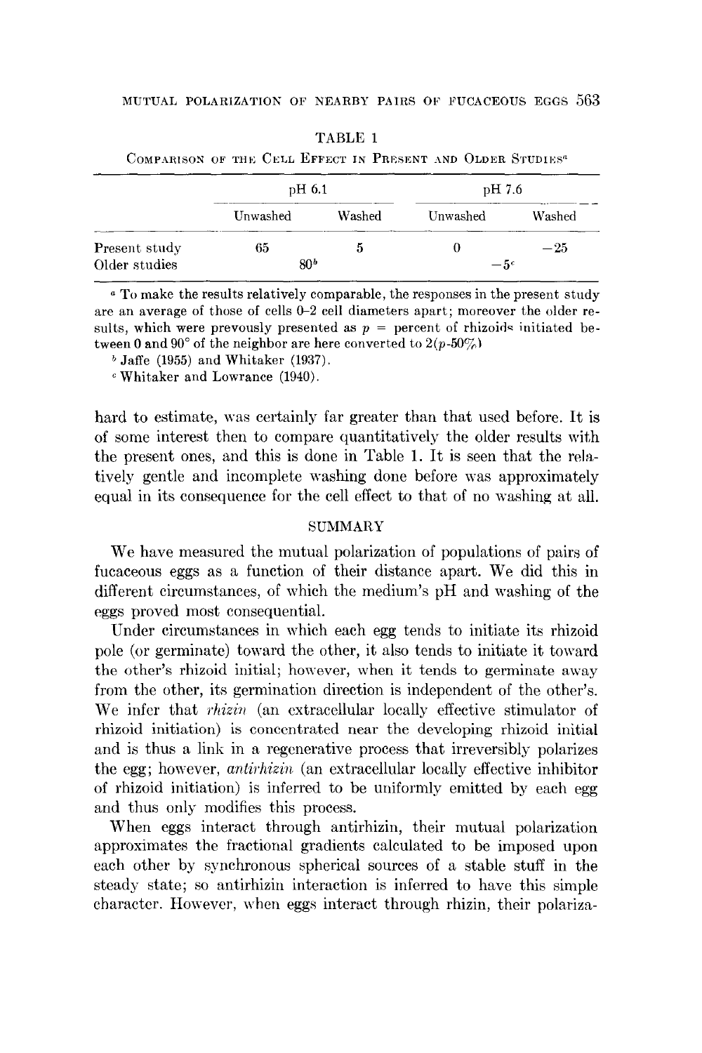TABLE 1

Comparison of the Cell Effect in Present and Older Studies[a]

| | pH 6.1 | | pH 7.6 | |
|---|---|---|---|---|
| | Unwashed | Washed | Unwashed | Washed |
| Present study | 65 | 5 | 0 | −25 |
| Older studies | 80[b] | | −5[c] | |

[a] To make the results relatively comparable, the responses in the present study are an average of those of cells 0–2 cell diameters apart; moreover the older results, which were prevously presented as $p$ = percent of rhizoids initiated between 0 and 90° of the neighbor are here converted to $2(p\text{-}50\%)$

[b] Jaffe (1955) and Whitaker (1937).

[c] Whitaker and Lowrance (1940).

hard to estimate, was certainly far greater than that used before. It is of some interest then to compare quantitatively the older results with the present ones, and this is done in Table 1. It is seen that the relatively gentle and incomplete washing done before was approximately equal in its consequence for the cell effect to that of no washing at all.

## SUMMARY

We have measured the mutual polarization of populations of pairs of fucaceous eggs as a function of their distance apart. We did this in different circumstances, of which the medium's pH and washing of the eggs proved most consequential.

Under circumstances in which each egg tends to initiate its rhizoid pole (or germinate) toward the other, it also tends to initiate it toward the other's rhizoid initial; however, when it tends to germinate away from the other, its germination direction is independent of the other's. We infer that *rhizin* (an extracellular locally effective stimulator of rhizoid initiation) is concentrated near the developing rhizoid initial and is thus a link in a regenerative process that irreversibly polarizes the egg; however, *antirhizin* (an extracellular locally effective inhibitor of rhizoid initiation) is inferred to be uniformly emitted by each egg and thus only modifies this process.

When eggs interact through antirhizin, their mutual polarization approximates the fractional gradients calculated to be imposed upon each other by synchronous spherical sources of a stable stuff in the steady state; so antirhizin interaction is inferred to have this simple character. However, when eggs interact through rhizin, their polariza-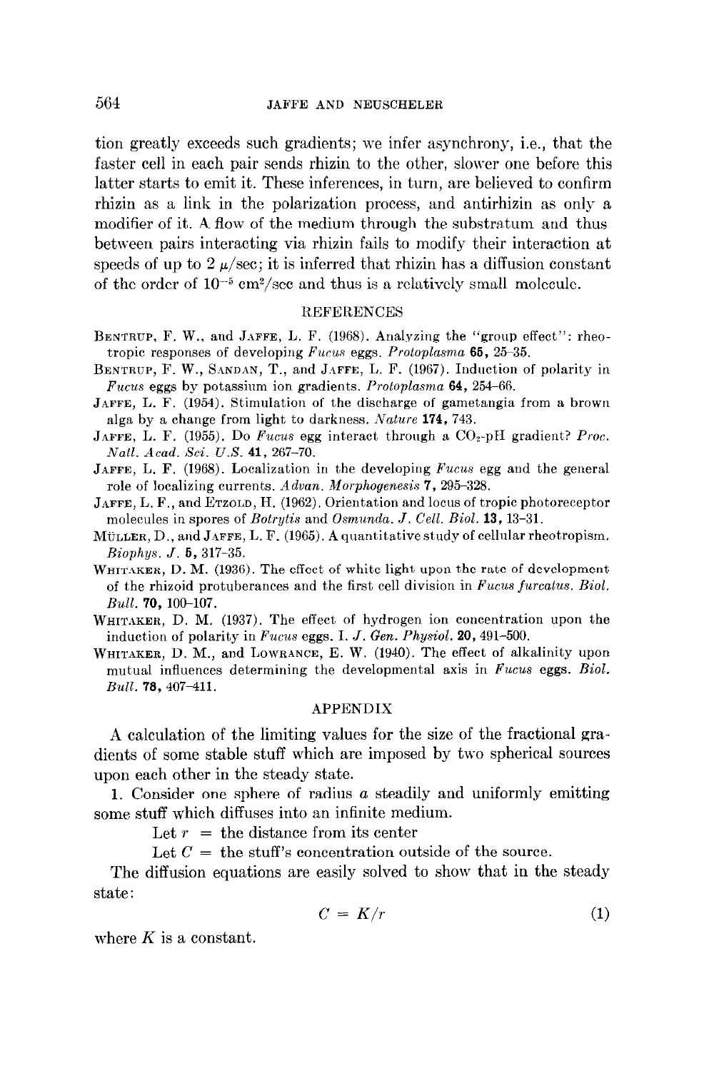tion greatly exceeds such gradients; we infer asynchrony, i.e., that the faster cell in each pair sends rhizin to the other, slower one before this latter starts to emit it. These inferences, in turn, are believed to confirm rhizin as a link in the polarization process, and antirhizin as only a modifier of it. A flow of the medium through the substratum and thus between pairs interacting via rhizin fails to modify their interaction at speeds of up to 2 $\mu$/sec; it is inferred that rhizin has a diffusion constant of the order of $10^{-5}$ cm$^2$/sec and thus is a relatively small molecule.

## REFERENCES

Bentrup, F. W., and Jaffe, L. F. (1968). Analyzing the "group effect": rheotropic responses of developing *Fucus* eggs. *Protoplasma* **65**, 25–35.

Bentrup, F. W., Sandan, T., and Jaffe, L. F. (1967). Induction of polarity in *Fucus* eggs by potassium ion gradients. *Protoplasma* **64**, 254–66.

Jaffe, L. F. (1954). Stimulation of the discharge of gametangia from a brown alga by a change from light to darkness. *Nature* **174**, 743.

Jaffe, L. F. (1955). Do *Fucus* egg interact through a $CO_2$-pH gradient? *Proc. Natl. Acad. Sci. U.S.* **41**, 267–70.

Jaffe, L. F. (1968). Localization in the developing *Fucus* egg and the general role of localizing currents. *Advan. Morphogenesis* **7**, 295–328.

Jaffe, L. F., and Etzold, H. (1962). Orientation and locus of tropic photoreceptor molecules in spores of *Botrytis* and *Osmunda*. *J. Cell. Biol.* **13**, 13–31.

Müller, D., and Jaffe, L. F. (1965). A quantitative study of cellular rheotropism. *Biophys. J.* **5**, 317–35.

Whitaker, D. M. (1936). The effect of white light upon the rate of development of the rhizoid protuberances and the first cell division in *Fucus furcatus*. *Biol. Bull.* **70**, 100–107.

Whitaker, D. M. (1937). The effect of hydrogen ion concentration upon the induction of polarity in *Fucus* eggs. I. *J. Gen. Physiol.* **20**, 491–500.

Whitaker, D. M., and Lowrance, E. W. (1940). The effect of alkalinity upon mutual influences determining the developmental axis in *Fucus* eggs. *Biol. Bull.* **78**, 407–411.

## APPENDIX

A calculation of the limiting values for the size of the fractional gradients of some stable stuff which are imposed by two spherical sources upon each other in the steady state.

1. Consider one sphere of radius $a$ steadily and uniformly emitting some stuff which diffuses into an infinite medium.

Let $r$ = the distance from its center

Let $C$ = the stuff's concentration outside of the source.

The diffusion equations are easily solved to show that in the steady state:

$$C = K/r \tag{1}$$

where $K$ is a constant.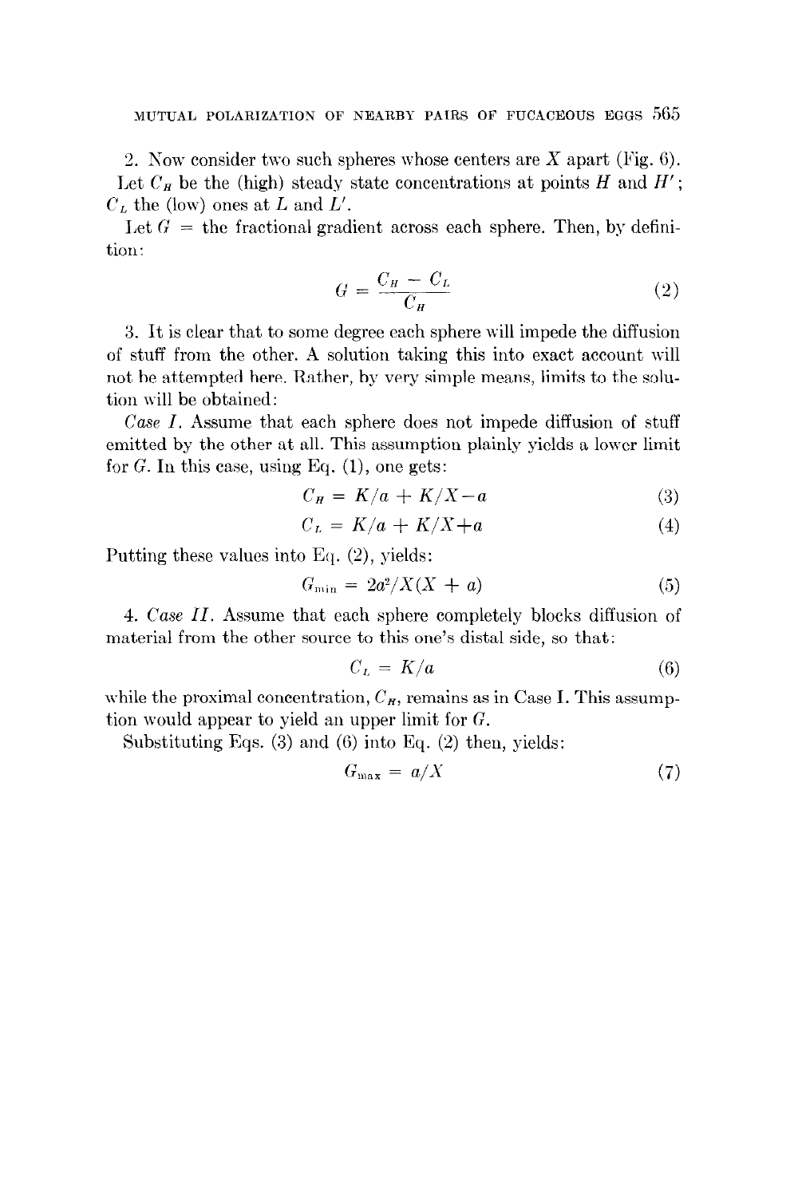2. Now consider two such spheres whose centers are $X$ apart (Fig. 6).
Let $C_H$ be the (high) steady state concentrations at points $H$ and $H'$; $C_L$ the (low) ones at $L$ and $L'$.

Let $G$ = the fractional gradient across each sphere. Then, by definition:

$$G = \frac{C_H - C_L}{C_H} \tag{2}$$

3. It is clear that to some degree each sphere will impede the diffusion of stuff from the other. A solution taking this into exact account will not be attempted here. Rather, by very simple means, limits to the solution will be obtained:

*Case I.* Assume that each sphere does not impede diffusion of stuff emitted by the other at all. This assumption plainly yields a lower limit for $G$. In this case, using Eq. (1), one gets:

$$C_H = K/a + K/X - a \tag{3}$$

$$C_L = K/a + K/X + a \tag{4}$$

Putting these values into Eq. (2), yields:

$$G_{\min} = 2a^2/X(X + a) \tag{5}$$

4. *Case II.* Assume that each sphere completely blocks diffusion of material from the other source to this one's distal side, so that:

$$C_L = K/a \tag{6}$$

while the proximal concentration, $C_H$, remains as in Case I. This assumption would appear to yield an upper limit for $G$.

Substituting Eqs. (3) and (6) into Eq. (2) then, yields:

$$G_{\max} = a/X \tag{7}$$